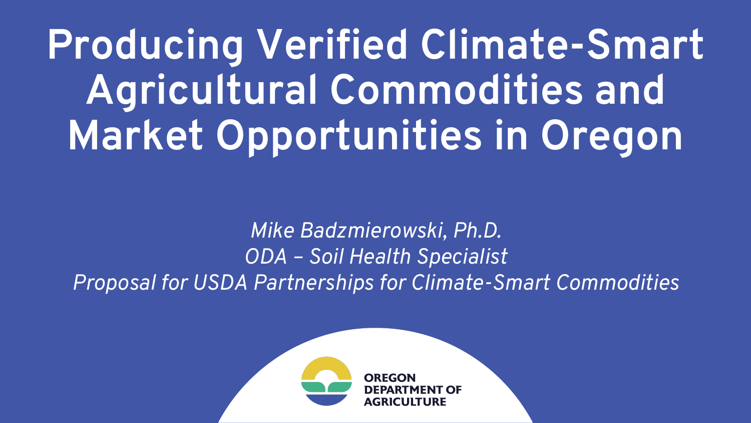# Producing Verified Climate-Smart Agricultural Commodities and Market Opportunities in Oregon

*Mike Badzmierowski, Ph.D.*

*ODA – Soil Health Specialist*

*Proposal for USDA Partnerships for Climate-Smart Commodities*

**OREGON DEPARTMENT OF AGRICULTURE**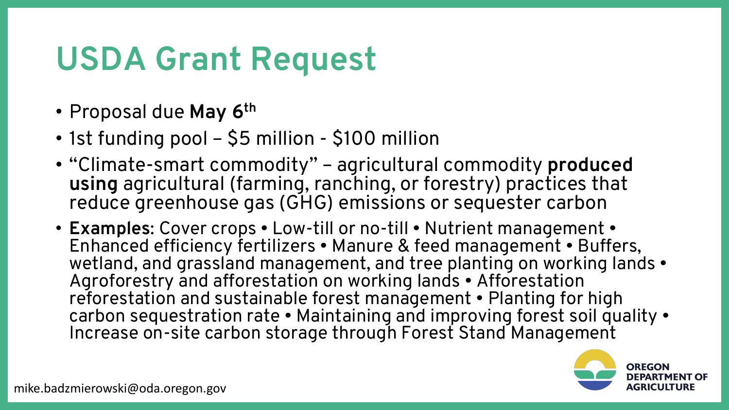# USDA Grant Request

- Proposal due **May 6th**
- 1st funding pool – $5 million - $100 million
- "Climate-smart commodity" – agricultural commodity **produced using** agricultural (farming, ranching, or forestry) practices that reduce greenhouse gas (GHG) emissions or sequester carbon
- **Examples**: Cover crops • Low-till or no-till • Nutrient management • Enhanced efficiency fertilizers • Manure & feed management • Buffers, wetland, and grassland management, and tree planting on working lands • Agroforestry and afforestation on working lands • Afforestation reforestation and sustainable forest management • Planting for high carbon sequestration rate • Maintaining and improving forest soil quality • Increase on-site carbon storage through Forest Stand Management

mike.badzmierowski@oda.oregon.gov

OREGON DEPARTMENT OF AGRICULTURE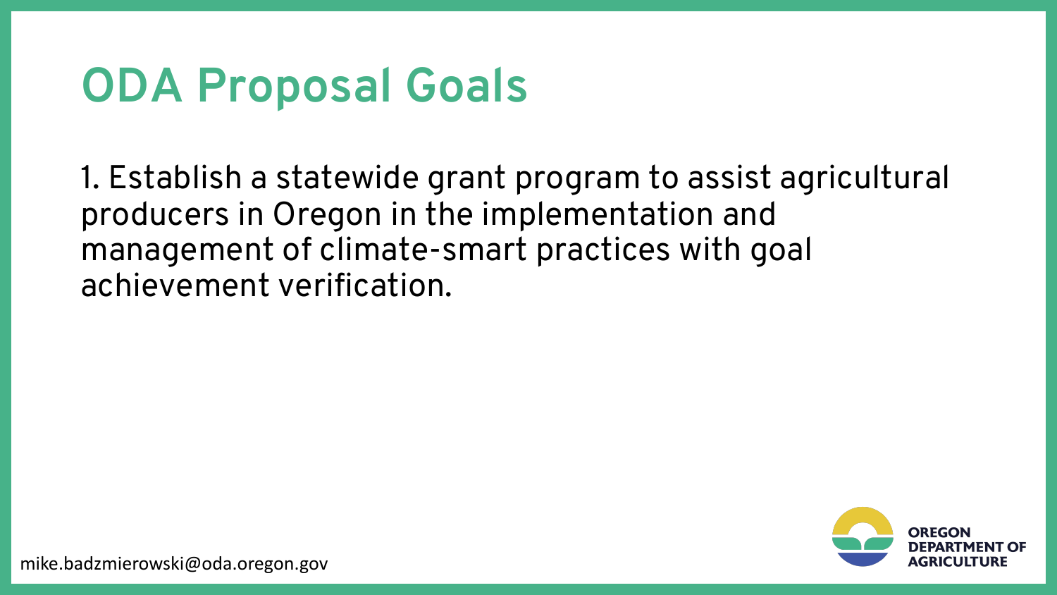# ODA Proposal Goals

1. Establish a statewide grant program to assist agricultural producers in Oregon in the implementation and management of climate-smart practices with goal achievement verification.

mike.badzmierowski@oda.oregon.gov

OREGON DEPARTMENT OF AGRICULTURE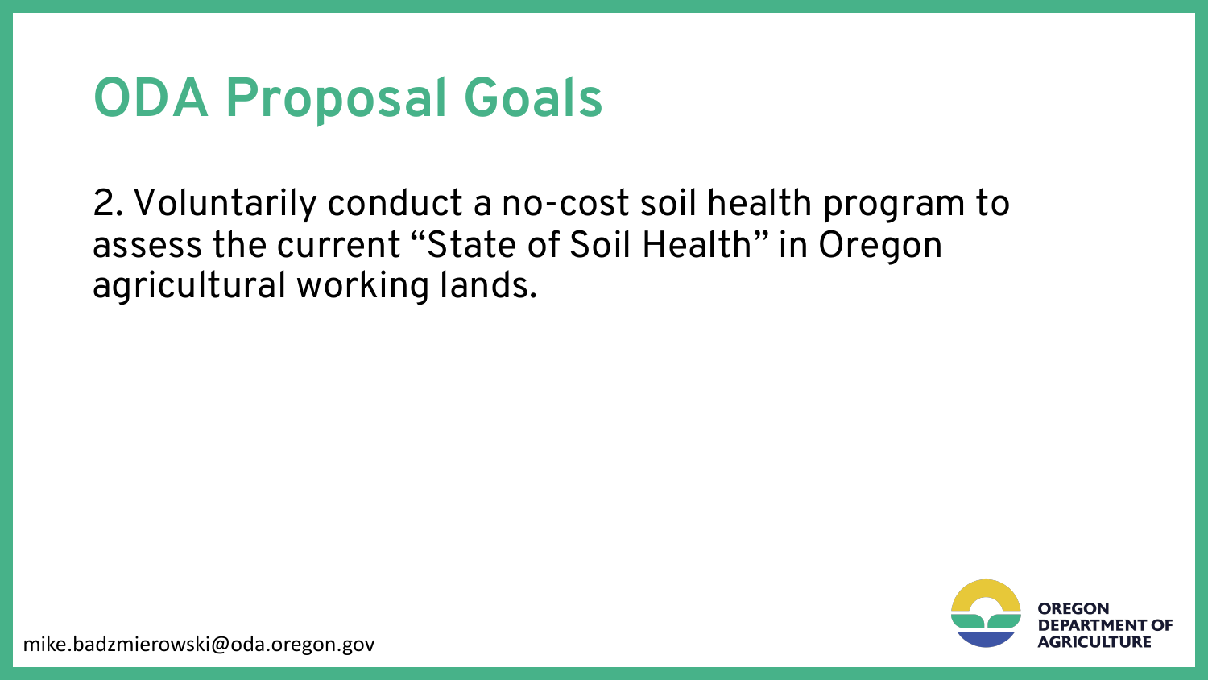# ODA Proposal Goals

2. Voluntarily conduct a no-cost soil health program to assess the current "State of Soil Health" in Oregon agricultural working lands.

mike.badzmierowski@oda.oregon.gov

OREGON DEPARTMENT OF AGRICULTURE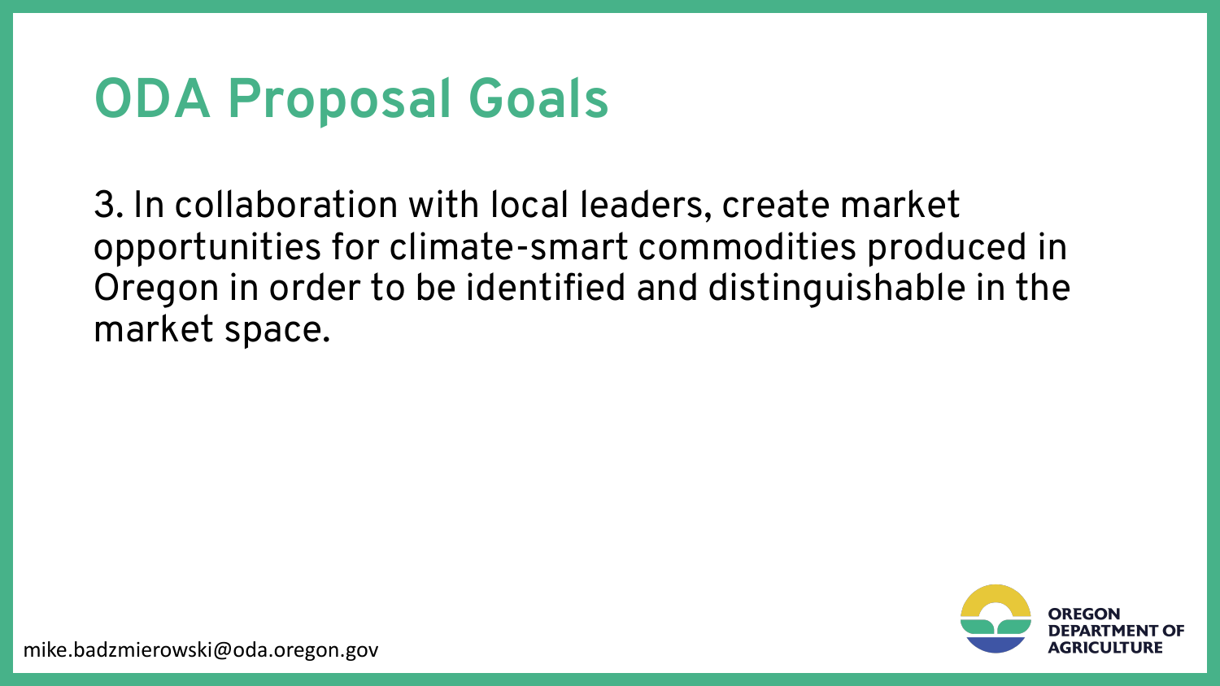# ODA Proposal Goals

3. In collaboration with local leaders, create market opportunities for climate-smart commodities produced in Oregon in order to be identified and distinguishable in the market space.

mike.badzmierowski@oda.oregon.gov

OREGON DEPARTMENT OF AGRICULTURE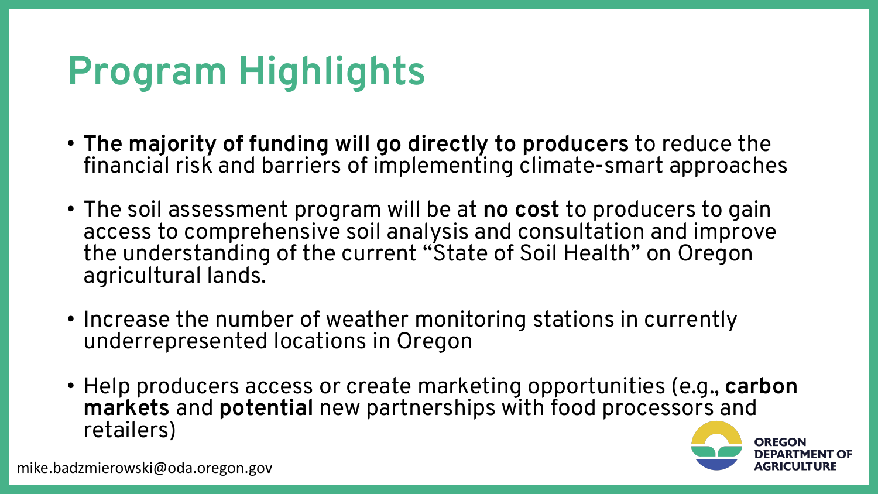# Program Highlights

- **The majority of funding will go directly to producers** to reduce the financial risk and barriers of implementing climate-smart approaches
- The soil assessment program will be at **no cost** to producers to gain access to comprehensive soil analysis and consultation and improve the understanding of the current “State of Soil Health” on Oregon agricultural lands.
- Increase the number of weather monitoring stations in currently underrepresented locations in Oregon
- Help producers access or create marketing opportunities (e.g., **carbon markets** and **potential** new partnerships with food processors and retailers)

mike.badzmierowski@oda.oregon.gov

OREGON DEPARTMENT OF AGRICULTURE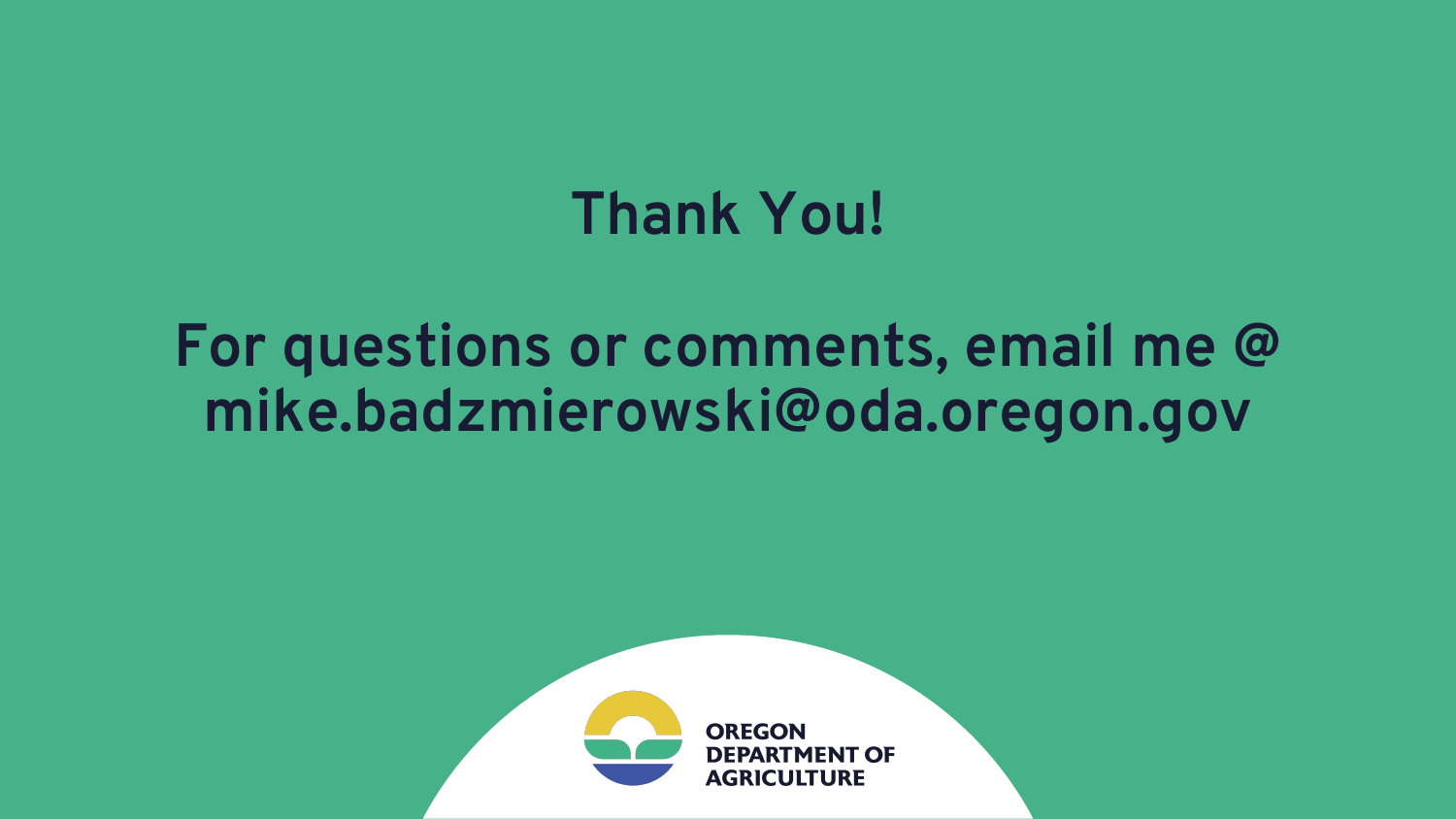# Thank You!

## For questions or comments, email me @ mike.badzmierowski@oda.oregon.gov

OREGON DEPARTMENT OF AGRICULTURE